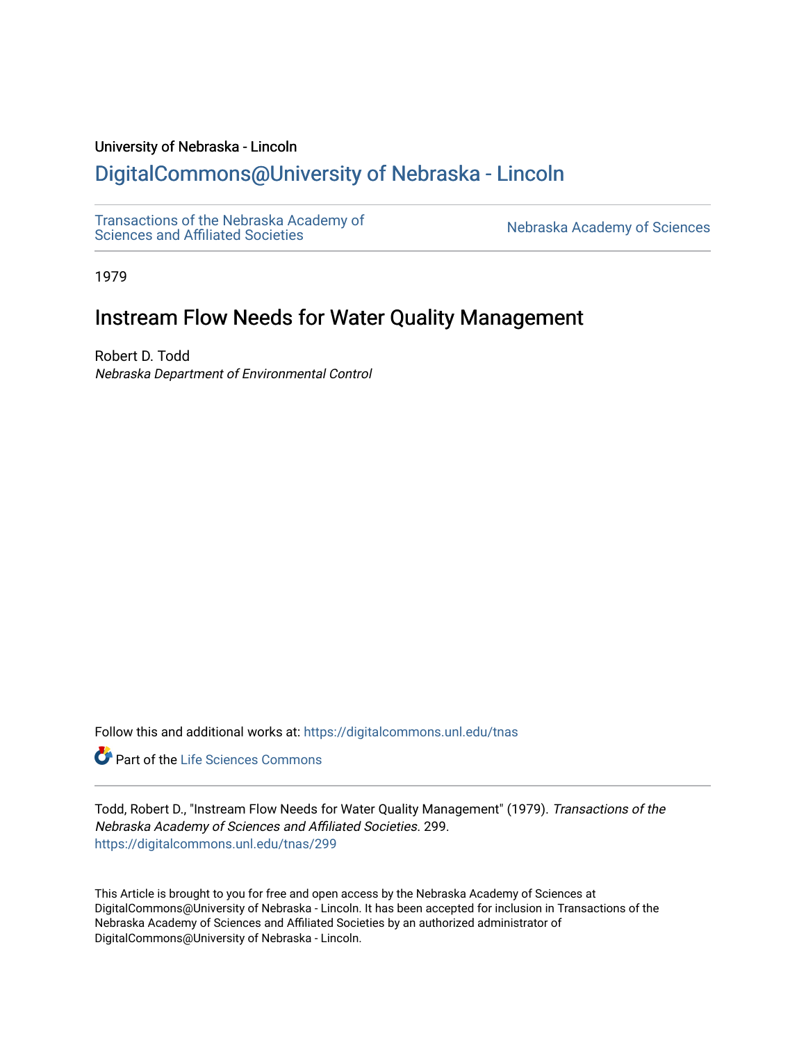University of Nebraska - Lincoln

## DigitalCommons@University of Nebraska - Lincoln

Transactions of the Nebraska Academy of Sciences and Affiliated Societies

Nebraska Academy of Sciences

1979

# Instream Flow Needs for Water Quality Management

Robert D. Todd

*Nebraska Department of Environmental Control*

Follow this and additional works at: https://digitalcommons.unl.edu/tnas

Part of the Life Sciences Commons

Todd, Robert D., "Instream Flow Needs for Water Quality Management" (1979). *Transactions of the Nebraska Academy of Sciences and Affiliated Societies*. 299.
https://digitalcommons.unl.edu/tnas/299

This Article is brought to you for free and open access by the Nebraska Academy of Sciences at DigitalCommons@University of Nebraska - Lincoln. It has been accepted for inclusion in Transactions of the Nebraska Academy of Sciences and Affiliated Societies by an authorized administrator of DigitalCommons@University of Nebraska - Lincoln.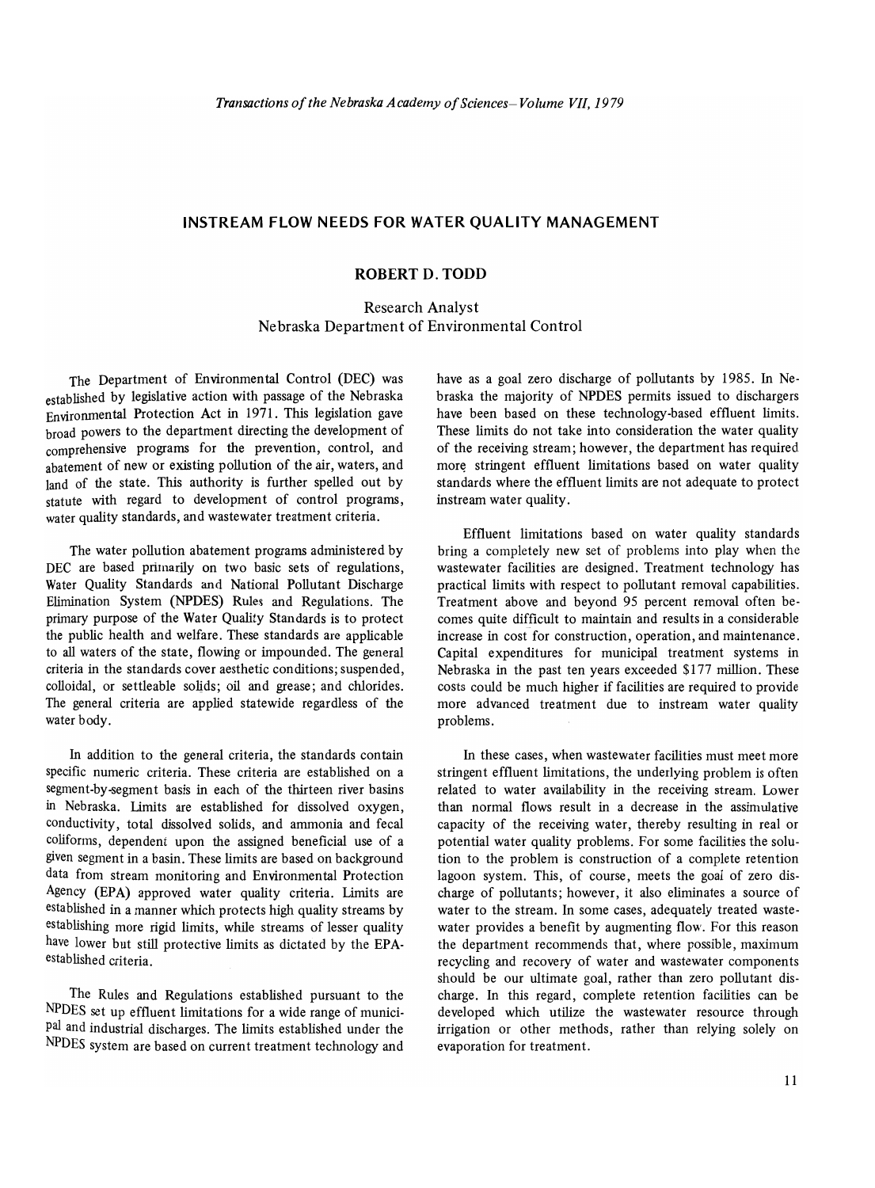## INSTREAM FLOW NEEDS FOR WATER QUALITY MANAGEMENT

**ROBERT D. TODD**

Research Analyst
Nebraska Department of Environmental Control

The Department of Environmental Control (DEC) was established by legislative action with passage of the Nebraska Environmental Protection Act in 1971. This legislation gave broad powers to the department directing the development of comprehensive programs for the prevention, control, and abatement of new or existing pollution of the air, waters, and land of the state. This authority is further spelled out by statute with regard to development of control programs, water quality standards, and wastewater treatment criteria.

The water pollution abatement programs administered by DEC are based primarily on two basic sets of regulations, Water Quality Standards and National Pollutant Discharge Elimination System (NPDES) Rules and Regulations. The primary purpose of the Water Quality Standards is to protect the public health and welfare. These standards are applicable to all waters of the state, flowing or impounded. The general criteria in the standards cover aesthetic conditions; suspended, colloidal, or settleable solids; oil and grease; and chlorides. The general criteria are applied statewide regardless of the water body.

In addition to the general criteria, the standards contain specific numeric criteria. These criteria are established on a segment-by-segment basis in each of the thirteen river basins in Nebraska. Limits are established for dissolved oxygen, conductivity, total dissolved solids, and ammonia and fecal coliforms, dependent upon the assigned beneficial use of a given segment in a basin. These limits are based on background data from stream monitoring and Environmental Protection Agency (EPA) approved water quality criteria. Limits are established in a manner which protects high quality streams by establishing more rigid limits, while streams of lesser quality have lower but still protective limits as dictated by the EPA-established criteria.

The Rules and Regulations established pursuant to the NPDES set up effluent limitations for a wide range of municipal and industrial discharges. The limits established under the NPDES system are based on current treatment technology and have as a goal zero discharge of pollutants by 1985. In Nebraska the majority of NPDES permits issued to dischargers have been based on these technology-based effluent limits. These limits do not take into consideration the water quality of the receiving stream; however, the department has required more stringent effluent limitations based on water quality standards where the effluent limits are not adequate to protect instream water quality.

Effluent limitations based on water quality standards bring a completely new set of problems into play when the wastewater facilities are designed. Treatment technology has practical limits with respect to pollutant removal capabilities. Treatment above and beyond 95 percent removal often becomes quite difficult to maintain and results in a considerable increase in cost for construction, operation, and maintenance. Capital expenditures for municipal treatment systems in Nebraska in the past ten years exceeded $177 million. These costs could be much higher if facilities are required to provide more advanced treatment due to instream water quality problems.

In these cases, when wastewater facilities must meet more stringent effluent limitations, the underlying problem is often related to water availability in the receiving stream. Lower than normal flows result in a decrease in the assimulative capacity of the receiving water, thereby resulting in real or potential water quality problems. For some facilities the solution to the problem is construction of a complete retention lagoon system. This, of course, meets the goal of zero discharge of pollutants; however, it also eliminates a source of water to the stream. In some cases, adequately treated wastewater provides a benefit by augmenting flow. For this reason the department recommends that, where possible, maximum recycling and recovery of water and wastewater components should be our ultimate goal, rather than zero pollutant discharge. In this regard, complete retention facilities can be developed which utilize the wastewater resource through irrigation or other methods, rather than relying solely on evaporation for treatment.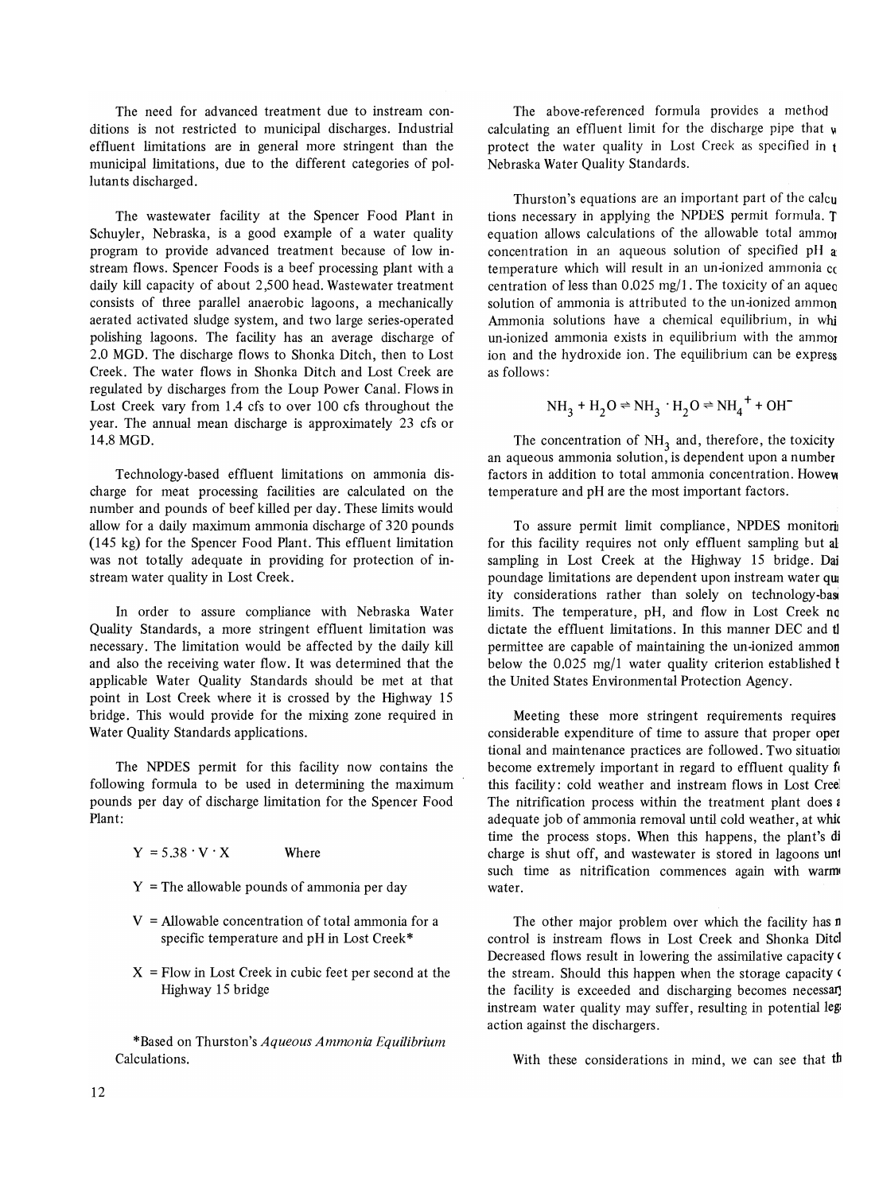The need for advanced treatment due to instream conditions is not restricted to municipal discharges. Industrial effluent limitations are in general more stringent than the municipal limitations, due to the different categories of pollutants discharged.

The wastewater facility at the Spencer Food Plant in Schuyler, Nebraska, is a good example of a water quality program to provide advanced treatment because of low instream flows. Spencer Foods is a beef processing plant with a daily kill capacity of about 2,500 head. Wastewater treatment consists of three parallel anaerobic lagoons, a mechanically aerated activated sludge system, and two large series-operated polishing lagoons. The facility has an average discharge of 2.0 MGD. The discharge flows to Shonka Ditch, then to Lost Creek. The water flows in Shonka Ditch and Lost Creek are regulated by discharges from the Loup Power Canal. Flows in Lost Creek vary from 1.4 cfs to over 100 cfs throughout the year. The annual mean discharge is approximately 23 cfs or 14.8 MGD.

Technology-based effluent limitations on ammonia discharge for meat processing facilities are calculated on the number and pounds of beef killed per day. These limits would allow for a daily maximum ammonia discharge of 320 pounds (145 kg) for the Spencer Food Plant. This effluent limitation was not totally adequate in providing for protection of instream water quality in Lost Creek.

In order to assure compliance with Nebraska Water Quality Standards, a more stringent effluent limitation was necessary. The limitation would be affected by the daily kill and also the receiving water flow. It was determined that the applicable Water Quality Standards should be met at that point in Lost Creek where it is crossed by the Highway 15 bridge. This would provide for the mixing zone required in Water Quality Standards applications.

The NPDES permit for this facility now contains the following formula to be used in determining the maximum pounds per day of discharge limitation for the Spencer Food Plant:

$Y = 5.38 \cdot V \cdot X$ Where

Y = The allowable pounds of ammonia per day

V = Allowable concentration of total ammonia for a specific temperature and pH in Lost Creek*

X = Flow in Lost Creek in cubic feet per second at the Highway 15 bridge

*Based on Thurston's *Aqueous Ammonia Equilibrium* Calculations.

The above-referenced formula provides a method calculating an effluent limit for the discharge pipe that w protect the water quality in Lost Creek as specified in t Nebraska Water Quality Standards.

Thurston's equations are an important part of the calcu tions necessary in applying the NPDES permit formula. T equation allows calculations of the allowable total ammor concentration in an aqueous solution of specified pH a temperature which will result in an un-ionized ammonia cc centration of less than 0.025 mg/l. The toxicity of an aqueo solution of ammonia is attributed to the un-ionized ammon Ammonia solutions have a chemical equilibrium, in whi un-ionized ammonia exists in equilibrium with the ammor ion and the hydroxide ion. The equilibrium can be express as follows:

$$NH_3 + H_2O \rightleftharpoons NH_3 \cdot H_2O \rightleftharpoons NH_4^+ + OH^-$$

The concentration of $NH_3$ and, therefore, the toxicity an aqueous ammonia solution, is dependent upon a number factors in addition to total ammonia concentration. Howev temperature and pH are the most important factors.

To assure permit limit compliance, NPDES monitori for this facility requires not only effluent sampling but al sampling in Lost Creek at the Highway 15 bridge. Dai poundage limitations are dependent upon instream water qu ity considerations rather than solely on technology-bas limits. The temperature, pH, and flow in Lost Creek no dictate the effluent limitations. In this manner DEC and tl permittee are capable of maintaining the un-ionized ammon below the 0.025 mg/l water quality criterion established b the United States Environmental Protection Agency.

Meeting these more stringent requirements requires considerable expenditure of time to assure that proper oper tional and maintenance practices are followed. Two situatio become extremely important in regard to effluent quality f this facility: cold weather and instream flows in Lost Cree The nitrification process within the treatment plant does a adequate job of ammonia removal until cold weather, at whic time the process stops. When this happens, the plant's di charge is shut off, and wastewater is stored in lagoons unt such time as nitrification commences again with warm water.

The other major problem over which the facility has n control is instream flows in Lost Creek and Shonka Ditcl Decreased flows result in lowering the assimilative capacity c the stream. Should this happen when the storage capacity c the facility is exceeded and discharging becomes necessar instream water quality may suffer, resulting in potential leg action against the dischargers.

With these considerations in mind, we can see that th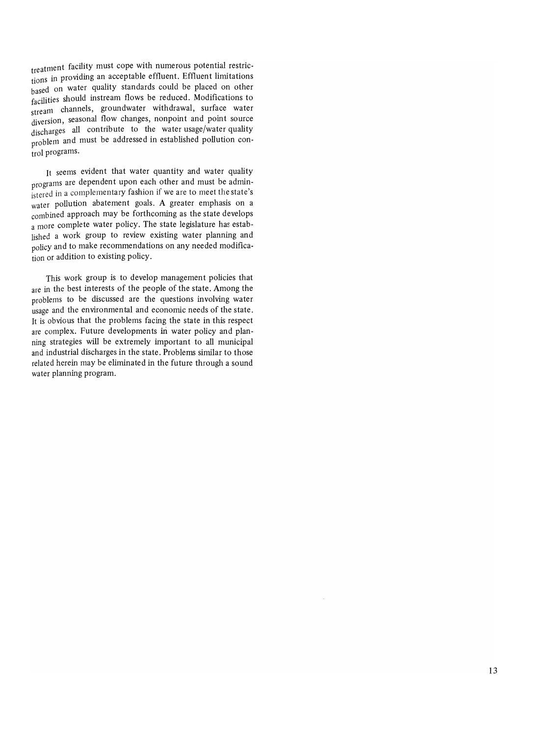treatment facility must cope with numerous potential restrictions in providing an acceptable effluent. Effluent limitations based on water quality standards could be placed on other facilities should instream flows be reduced. Modifications to stream channels, groundwater withdrawal, surface water diversion, seasonal flow changes, nonpoint and point source discharges all contribute to the water usage/water quality problem and must be addressed in established pollution control programs.

It seems evident that water quantity and water quality programs are dependent upon each other and must be administered in a complementary fashion if we are to meet the state's water pollution abatement goals. A greater emphasis on a combined approach may be forthcoming as the state develops a more complete water policy. The state legislature has established a work group to review existing water planning and policy and to make recommendations on any needed modification or addition to existing policy.

This work group is to develop management policies that are in the best interests of the people of the state. Among the problems to be discussed are the questions involving water usage and the environmental and economic needs of the state. It is obvious that the problems facing the state in this respect are complex. Future developments in water policy and planning strategies will be extremely important to all municipal and industrial discharges in the state. Problems similar to those related herein may be eliminated in the future through a sound water planning program.